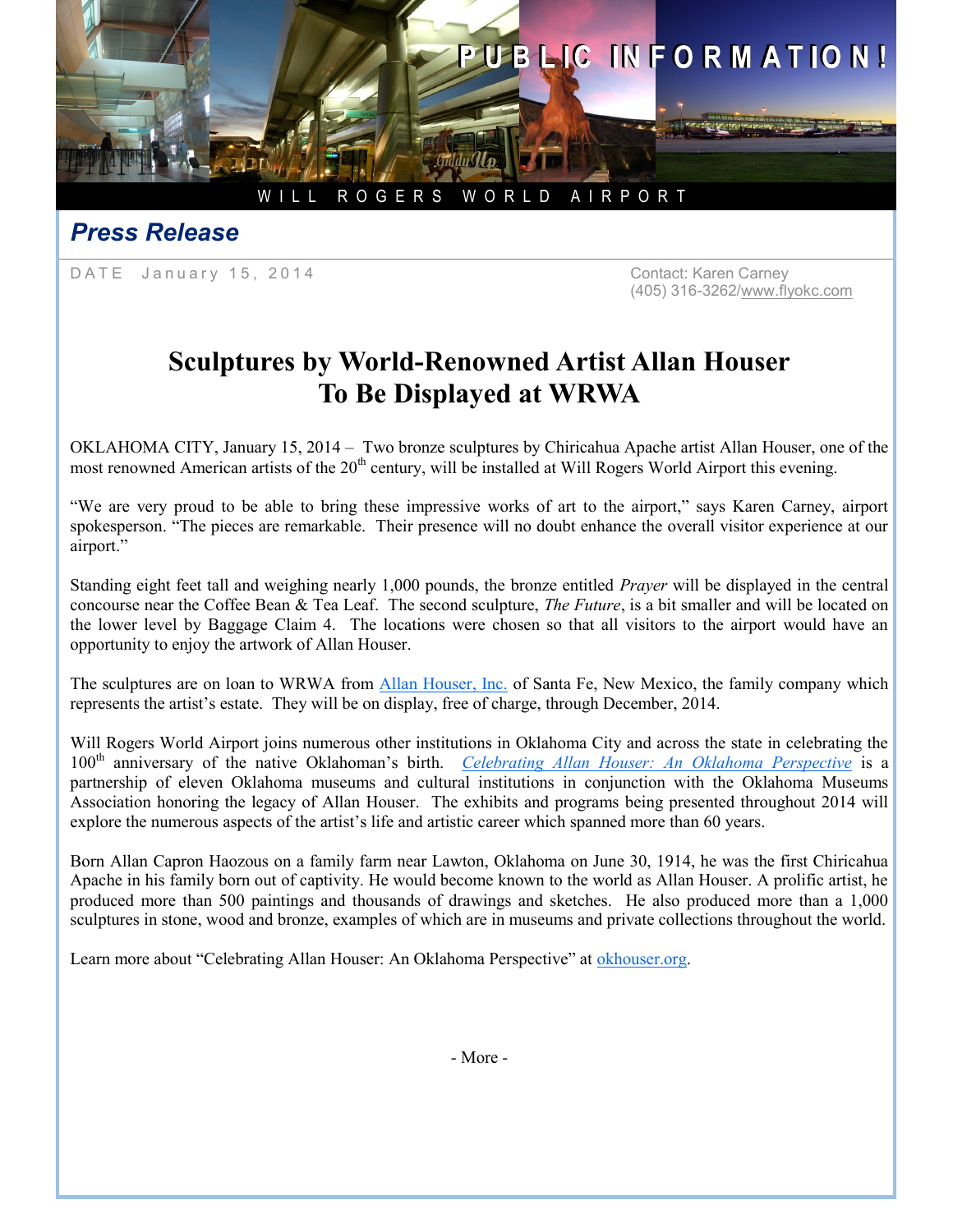PUBLIC INFORMATION!

WILL ROGERS WORLD AIRPORT

## *Press Release*

DATE January 15, 2014

Contact: Karen Carney
(405) 316-3262/www.flyokc.com

# Sculptures by World-Renowned Artist Allan Houser To Be Displayed at WRWA

OKLAHOMA CITY, January 15, 2014 – Two bronze sculptures by Chiricahua Apache artist Allan Houser, one of the most renowned American artists of the 20th century, will be installed at Will Rogers World Airport this evening.

"We are very proud to be able to bring these impressive works of art to the airport," says Karen Carney, airport spokesperson. "The pieces are remarkable. Their presence will no doubt enhance the overall visitor experience at our airport."

Standing eight feet tall and weighing nearly 1,000 pounds, the bronze entitled *Prayer* will be displayed in the central concourse near the Coffee Bean & Tea Leaf. The second sculpture, *The Future*, is a bit smaller and will be located on the lower level by Baggage Claim 4. The locations were chosen so that all visitors to the airport would have an opportunity to enjoy the artwork of Allan Houser.

The sculptures are on loan to WRWA from Allan Houser, Inc. of Santa Fe, New Mexico, the family company which represents the artist's estate. They will be on display, free of charge, through December, 2014.

Will Rogers World Airport joins numerous other institutions in Oklahoma City and across the state in celebrating the 100th anniversary of the native Oklahoman's birth. *Celebrating Allan Houser: An Oklahoma Perspective* is a partnership of eleven Oklahoma museums and cultural institutions in conjunction with the Oklahoma Museums Association honoring the legacy of Allan Houser. The exhibits and programs being presented throughout 2014 will explore the numerous aspects of the artist's life and artistic career which spanned more than 60 years.

Born Allan Capron Haozous on a family farm near Lawton, Oklahoma on June 30, 1914, he was the first Chiricahua Apache in his family born out of captivity. He would become known to the world as Allan Houser. A prolific artist, he produced more than 500 paintings and thousands of drawings and sketches. He also produced more than a 1,000 sculptures in stone, wood and bronze, examples of which are in museums and private collections throughout the world.

Learn more about "Celebrating Allan Houser: An Oklahoma Perspective" at okhouser.org.

- More -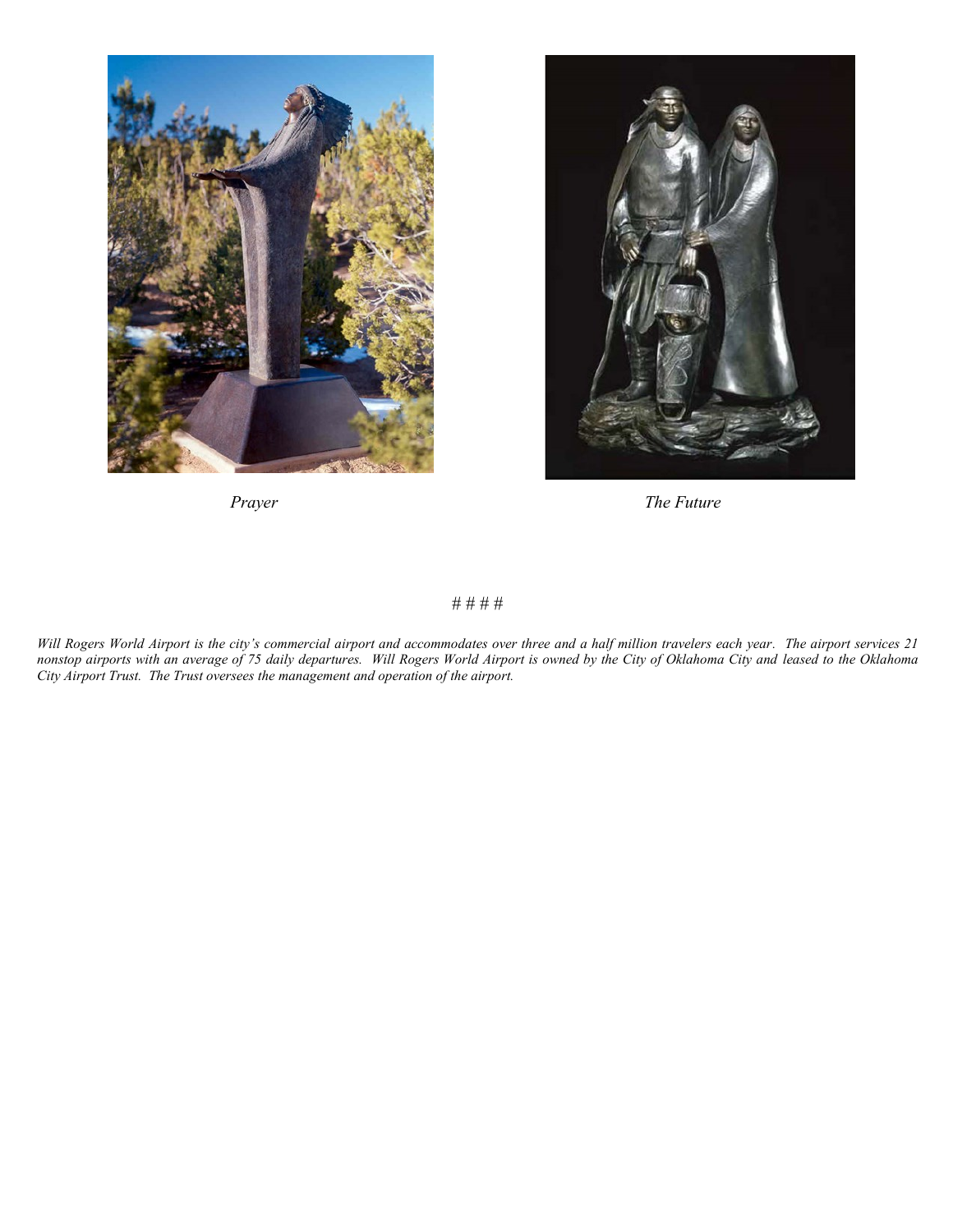*Prayer*

*The Future*

# # # #

*Will Rogers World Airport is the city's commercial airport and accommodates over three and a half million travelers each year. The airport services 21 nonstop airports with an average of 75 daily departures. Will Rogers World Airport is owned by the City of Oklahoma City and leased to the Oklahoma City Airport Trust. The Trust oversees the management and operation of the airport.*